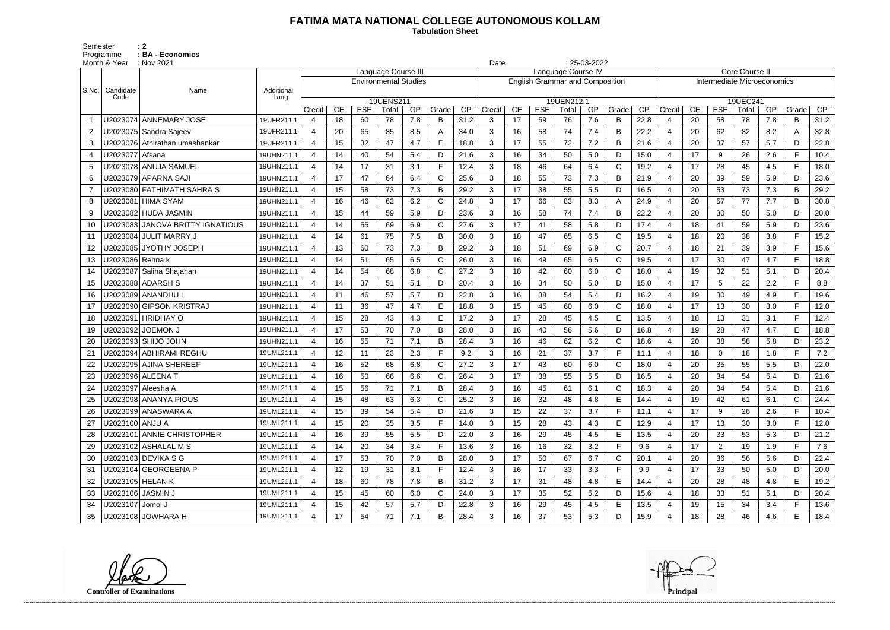# FATIMA MATA NATIONAL COLLEGE AUTONOMOUS KOLLAM

**Tabulation Sheet**

Semester : 2
Programme : BA - Economics
Month & Year : Nov 2021
Date : 25-03-2022

| S.No. | Candidate Code | Name | Additional Lang | Language Course III Environmental Studies 19UENS211 | | | | | | | Language Course IV English Grammar and Composition 19UEN212.1 | | | | | | | Core Course II Intermediate Microeconomics 19UEC241 | | | | | | |
|---|---|---|---|---|---|---|---|---|---|---|---|---|---|---|---|---|---|---|---|---|---|---|---|---|
| | | | | Credit | CE | ESE | Total | GP | Grade | CP | Credit | CE | ESE | Total | GP | Grade | CP | Credit | CE | ESE | Total | GP | Grade | CP |
| 1 | U2023074 | ANNEMARY JOSE | 19UFR211.1 | 4 | 18 | 60 | 78 | 7.8 | B | 31.2 | 3 | 17 | 59 | 76 | 7.6 | B | 22.8 | 4 | 20 | 58 | 78 | 7.8 | B | 31.2 |
| 2 | U2023075 | Sandra Sajeev | 19UFR211.1 | 4 | 20 | 65 | 85 | 8.5 | A | 34.0 | 3 | 16 | 58 | 74 | 7.4 | B | 22.2 | 4 | 20 | 62 | 82 | 8.2 | A | 32.8 |
| 3 | U2023076 | Athirathan umashankar | 19UFR211.1 | 4 | 15 | 32 | 47 | 4.7 | E | 18.8 | 3 | 17 | 55 | 72 | 7.2 | B | 21.6 | 4 | 20 | 37 | 57 | 5.7 | D | 22.8 |
| 4 | U2023077 | Afsana | 19UHN211.1 | 4 | 14 | 40 | 54 | 5.4 | D | 21.6 | 3 | 16 | 34 | 50 | 5.0 | D | 15.0 | 4 | 17 | 9 | 26 | 2.6 | F | 10.4 |
| 5 | U2023078 | ANUJA SAMUEL | 19UHN211.1 | 4 | 14 | 17 | 31 | 3.1 | F | 12.4 | 3 | 18 | 46 | 64 | 6.4 | C | 19.2 | 4 | 17 | 28 | 45 | 4.5 | E | 18.0 |
| 6 | U2023079 | APARNA SAJI | 19UHN211.1 | 4 | 17 | 47 | 64 | 6.4 | C | 25.6 | 3 | 18 | 55 | 73 | 7.3 | B | 21.9 | 4 | 20 | 39 | 59 | 5.9 | D | 23.6 |
| 7 | U2023080 | FATHIMATH SAHRA S | 19UHN211.1 | 4 | 15 | 58 | 73 | 7.3 | B | 29.2 | 3 | 17 | 38 | 55 | 5.5 | D | 16.5 | 4 | 20 | 53 | 73 | 7.3 | B | 29.2 |
| 8 | U2023081 | HIMA SYAM | 19UHN211.1 | 4 | 16 | 46 | 62 | 6.2 | C | 24.8 | 3 | 17 | 66 | 83 | 8.3 | A | 24.9 | 4 | 20 | 57 | 77 | 7.7 | B | 30.8 |
| 9 | U2023082 | HUDA JASMIN | 19UHN211.1 | 4 | 15 | 44 | 59 | 5.9 | D | 23.6 | 3 | 16 | 58 | 74 | 7.4 | B | 22.2 | 4 | 20 | 30 | 50 | 5.0 | D | 20.0 |
| 10 | U2023083 | JANOVA BRITTY IGNATIOUS | 19UHN211.1 | 4 | 14 | 55 | 69 | 6.9 | C | 27.6 | 3 | 17 | 41 | 58 | 5.8 | D | 17.4 | 4 | 18 | 41 | 59 | 5.9 | D | 23.6 |
| 11 | U2023084 | JULIT MARRY.J | 19UHN211.1 | 4 | 14 | 61 | 75 | 7.5 | B | 30.0 | 3 | 18 | 47 | 65 | 6.5 | C | 19.5 | 4 | 18 | 20 | 38 | 3.8 | F | 15.2 |
| 12 | U2023085 | JYOTHY JOSEPH | 19UHN211.1 | 4 | 13 | 60 | 73 | 7.3 | B | 29.2 | 3 | 18 | 51 | 69 | 6.9 | C | 20.7 | 4 | 18 | 21 | 39 | 3.9 | F | 15.6 |
| 13 | U2023086 | Rehna k | 19UHN211.1 | 4 | 14 | 51 | 65 | 6.5 | C | 26.0 | 3 | 16 | 49 | 65 | 6.5 | C | 19.5 | 4 | 17 | 30 | 47 | 4.7 | E | 18.8 |
| 14 | U2023087 | Saliha Shajahan | 19UHN211.1 | 4 | 14 | 54 | 68 | 6.8 | C | 27.2 | 3 | 18 | 42 | 60 | 6.0 | C | 18.0 | 4 | 19 | 32 | 51 | 5.1 | D | 20.4 |
| 15 | U2023088 | ADARSH S | 19UHN211.1 | 4 | 14 | 37 | 51 | 5.1 | D | 20.4 | 3 | 16 | 34 | 50 | 5.0 | D | 15.0 | 4 | 17 | 5 | 22 | 2.2 | F | 8.8 |
| 16 | U2023089 | ANANDHU L | 19UHN211.1 | 4 | 11 | 46 | 57 | 5.7 | D | 22.8 | 3 | 16 | 38 | 54 | 5.4 | D | 16.2 | 4 | 19 | 30 | 49 | 4.9 | E | 19.6 |
| 17 | U2023090 | GIPSON KRISTRAJ | 19UHN211.1 | 4 | 11 | 36 | 47 | 4.7 | E | 18.8 | 3 | 15 | 45 | 60 | 6.0 | C | 18.0 | 4 | 17 | 13 | 30 | 3.0 | F | 12.0 |
| 18 | U2023091 | HRIDHAY O | 19UHN211.1 | 4 | 15 | 28 | 43 | 4.3 | E | 17.2 | 3 | 17 | 28 | 45 | 4.5 | E | 13.5 | 4 | 18 | 13 | 31 | 3.1 | F | 12.4 |
| 19 | U2023092 | JOEMON J | 19UHN211.1 | 4 | 17 | 53 | 70 | 7.0 | B | 28.0 | 3 | 16 | 40 | 56 | 5.6 | D | 16.8 | 4 | 19 | 28 | 47 | 4.7 | E | 18.8 |
| 20 | U2023093 | SHIJO JOHN | 19UHN211.1 | 4 | 16 | 55 | 71 | 7.1 | B | 28.4 | 3 | 16 | 46 | 62 | 6.2 | C | 18.6 | 4 | 20 | 38 | 58 | 5.8 | D | 23.2 |
| 21 | U2023094 | ABHIRAMI REGHU | 19UML211.1 | 4 | 12 | 11 | 23 | 2.3 | F | 9.2 | 3 | 16 | 21 | 37 | 3.7 | F | 11.1 | 4 | 18 | 0 | 18 | 1.8 | F | 7.2 |
| 22 | U2023095 | AJINA SHEREEF | 19UML211.1 | 4 | 16 | 52 | 68 | 6.8 | C | 27.2 | 3 | 17 | 43 | 60 | 6.0 | C | 18.0 | 4 | 20 | 35 | 55 | 5.5 | D | 22.0 |
| 23 | U2023096 | ALEENA T | 19UML211.1 | 4 | 16 | 50 | 66 | 6.6 | C | 26.4 | 3 | 17 | 38 | 55 | 5.5 | D | 16.5 | 4 | 20 | 34 | 54 | 5.4 | D | 21.6 |
| 24 | U2023097 | Aleesha A | 19UML211.1 | 4 | 15 | 56 | 71 | 7.1 | B | 28.4 | 3 | 16 | 45 | 61 | 6.1 | C | 18.3 | 4 | 20 | 34 | 54 | 5.4 | D | 21.6 |
| 25 | U2023098 | ANANYA PIOUS | 19UML211.1 | 4 | 15 | 48 | 63 | 6.3 | C | 25.2 | 3 | 16 | 32 | 48 | 4.8 | E | 14.4 | 4 | 19 | 42 | 61 | 6.1 | C | 24.4 |
| 26 | U2023099 | ANASWARA A | 19UML211.1 | 4 | 15 | 39 | 54 | 5.4 | D | 21.6 | 3 | 15 | 22 | 37 | 3.7 | F | 11.1 | 4 | 17 | 9 | 26 | 2.6 | F | 10.4 |
| 27 | U2023100 | ANJU A | 19UML211.1 | 4 | 15 | 20 | 35 | 3.5 | F | 14.0 | 3 | 15 | 28 | 43 | 4.3 | E | 12.9 | 4 | 17 | 13 | 30 | 3.0 | F | 12.0 |
| 28 | U2023101 | ANNIE CHRISTOPHER | 19UML211.1 | 4 | 16 | 39 | 55 | 5.5 | D | 22.0 | 3 | 16 | 29 | 45 | 4.5 | E | 13.5 | 4 | 20 | 33 | 53 | 5.3 | D | 21.2 |
| 29 | U2023102 | ASHALAL M S | 19UML211.1 | 4 | 14 | 20 | 34 | 3.4 | F | 13.6 | 3 | 16 | 16 | 32 | 3.2 | F | 9.6 | 4 | 17 | 2 | 19 | 1.9 | F | 7.6 |
| 30 | U2023103 | DEVIKA S G | 19UML211.1 | 4 | 17 | 53 | 70 | 7.0 | B | 28.0 | 3 | 17 | 50 | 67 | 6.7 | C | 20.1 | 4 | 20 | 36 | 56 | 5.6 | D | 22.4 |
| 31 | U2023104 | GEORGEENA P | 19UML211.1 | 4 | 12 | 19 | 31 | 3.1 | F | 12.4 | 3 | 16 | 17 | 33 | 3.3 | F | 9.9 | 4 | 17 | 33 | 50 | 5.0 | D | 20.0 |
| 32 | U2023105 | HELAN K | 19UML211.1 | 4 | 18 | 60 | 78 | 7.8 | B | 31.2 | 3 | 17 | 31 | 48 | 4.8 | E | 14.4 | 4 | 20 | 28 | 48 | 4.8 | E | 19.2 |
| 33 | U2023106 | JASMIN J | 19UML211.1 | 4 | 15 | 45 | 60 | 6.0 | C | 24.0 | 3 | 17 | 35 | 52 | 5.2 | D | 15.6 | 4 | 18 | 33 | 51 | 5.1 | D | 20.4 |
| 34 | U2023107 | Jomol J | 19UML211.1 | 4 | 15 | 42 | 57 | 5.7 | D | 22.8 | 3 | 16 | 29 | 45 | 4.5 | E | 13.5 | 4 | 19 | 15 | 34 | 3.4 | F | 13.6 |
| 35 | U2023108 | JOWHARA H | 19UML211.1 | 4 | 17 | 54 | 71 | 7.1 | B | 28.4 | 3 | 16 | 37 | 53 | 5.3 | D | 15.9 | 4 | 18 | 28 | 46 | 4.6 | E | 18.4 |

**Controller of Examinations** **Principal**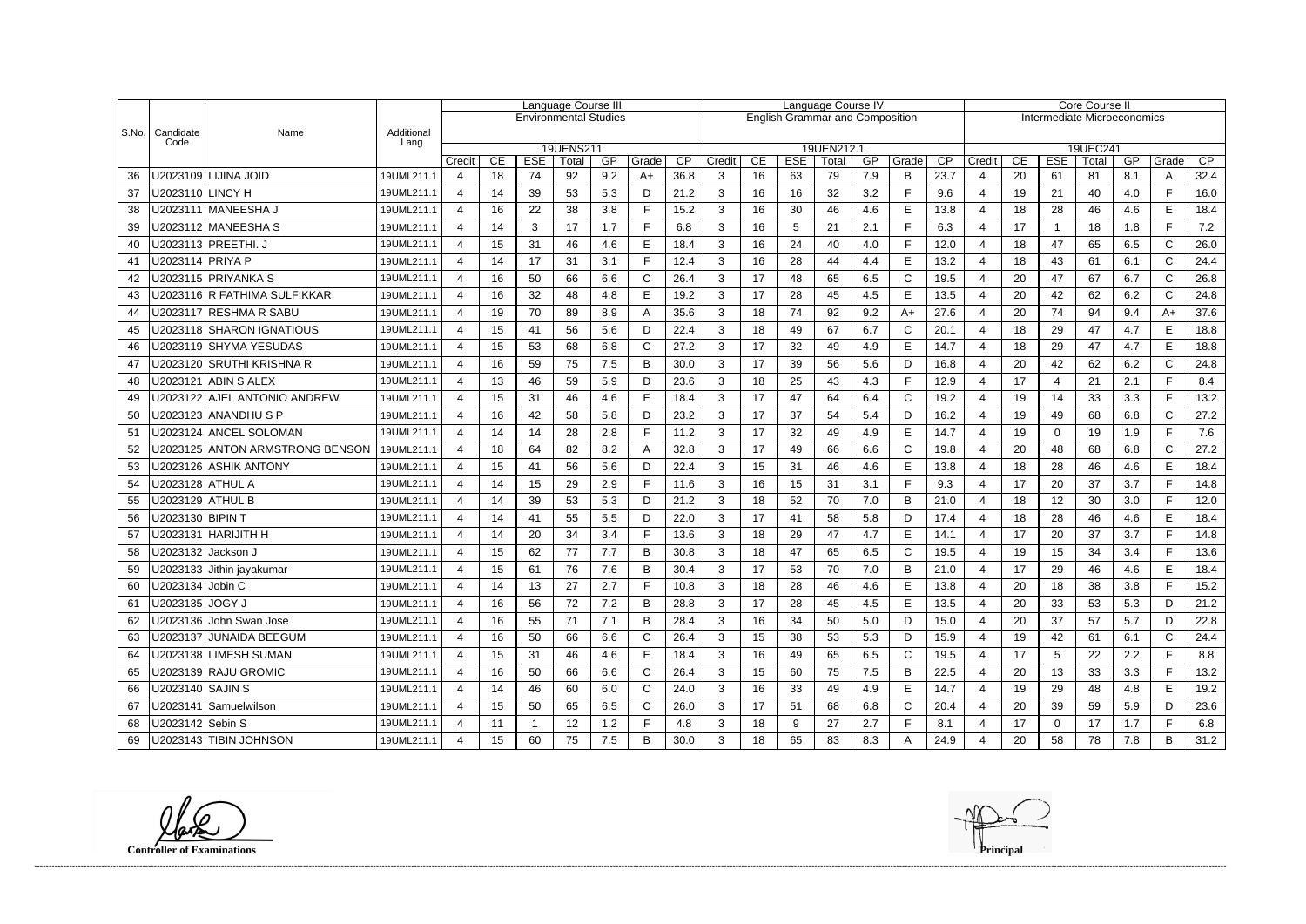| S.No. | Candidate Code | Name | Additional Lang | Language Course III Environmental Studies 19UENS211 | | | | | | | Language Course IV English Grammar and Composition 19UEN212.1 | | | | | | | Core Course II Intermediate Microeconomics 19UEC241 | | | | | | |
|---|---|---|---|---|---|---|---|---|---|---|---|---|---|---|---|---|---|---|---|---|---|---|---|---|
| | | | | Credit | CE | ESE | Total | GP | Grade | CP | Credit | CE | ESE | Total | GP | Grade | CP | Credit | CE | ESE | Total | GP | Grade | CP |
| 36 | U2023109 | LIJINA JOID | 19UML211.1 | 4 | 18 | 74 | 92 | 9.2 | A+ | 36.8 | 3 | 16 | 63 | 79 | 7.9 | B | 23.7 | 4 | 20 | 61 | 81 | 8.1 | A | 32.4 |
| 37 | U2023110 | LINCY H | 19UML211.1 | 4 | 14 | 39 | 53 | 5.3 | D | 21.2 | 3 | 16 | 16 | 32 | 3.2 | F | 9.6 | 4 | 19 | 21 | 40 | 4.0 | F | 16.0 |
| 38 | U2023111 | MANEESHA J | 19UML211.1 | 4 | 16 | 22 | 38 | 3.8 | F | 15.2 | 3 | 16 | 30 | 46 | 4.6 | E | 13.8 | 4 | 18 | 28 | 46 | 4.6 | E | 18.4 |
| 39 | U2023112 | MANEESHA S | 19UML211.1 | 4 | 14 | 3 | 17 | 1.7 | F | 6.8 | 3 | 16 | 5 | 21 | 2.1 | F | 6.3 | 4 | 17 | 1 | 18 | 1.8 | F | 7.2 |
| 40 | U2023113 | PREETHI. J | 19UML211.1 | 4 | 15 | 31 | 46 | 4.6 | E | 18.4 | 3 | 16 | 24 | 40 | 4.0 | F | 12.0 | 4 | 18 | 47 | 65 | 6.5 | C | 26.0 |
| 41 | U2023114 | PRIYA P | 19UML211.1 | 4 | 14 | 17 | 31 | 3.1 | F | 12.4 | 3 | 16 | 28 | 44 | 4.4 | E | 13.2 | 4 | 18 | 43 | 61 | 6.1 | C | 24.4 |
| 42 | U2023115 | PRIYANKA S | 19UML211.1 | 4 | 16 | 50 | 66 | 6.6 | C | 26.4 | 3 | 17 | 48 | 65 | 6.5 | C | 19.5 | 4 | 20 | 47 | 67 | 6.7 | C | 26.8 |
| 43 | U2023116 | R FATHIMA SULFIKKAR | 19UML211.1 | 4 | 16 | 32 | 48 | 4.8 | E | 19.2 | 3 | 17 | 28 | 45 | 4.5 | E | 13.5 | 4 | 20 | 42 | 62 | 6.2 | C | 24.8 |
| 44 | U2023117 | RESHMA R SABU | 19UML211.1 | 4 | 19 | 70 | 89 | 8.9 | A | 35.6 | 3 | 18 | 74 | 92 | 9.2 | A+ | 27.6 | 4 | 20 | 74 | 94 | 9.4 | A+ | 37.6 |
| 45 | U2023118 | SHARON IGNATIOUS | 19UML211.1 | 4 | 15 | 41 | 56 | 5.6 | D | 22.4 | 3 | 18 | 49 | 67 | 6.7 | C | 20.1 | 4 | 18 | 29 | 47 | 4.7 | E | 18.8 |
| 46 | U2023119 | SHYMA YESUDAS | 19UML211.1 | 4 | 15 | 53 | 68 | 6.8 | C | 27.2 | 3 | 17 | 32 | 49 | 4.9 | E | 14.7 | 4 | 18 | 29 | 47 | 4.7 | E | 18.8 |
| 47 | U2023120 | SRUTHI KRISHNA R | 19UML211.1 | 4 | 16 | 59 | 75 | 7.5 | B | 30.0 | 3 | 17 | 39 | 56 | 5.6 | D | 16.8 | 4 | 20 | 42 | 62 | 6.2 | C | 24.8 |
| 48 | U2023121 | ABIN S ALEX | 19UML211.1 | 4 | 13 | 46 | 59 | 5.9 | D | 23.6 | 3 | 18 | 25 | 43 | 4.3 | F | 12.9 | 4 | 17 | 4 | 21 | 2.1 | F | 8.4 |
| 49 | U2023122 | AJEL ANTONIO ANDREW | 19UML211.1 | 4 | 15 | 31 | 46 | 4.6 | E | 18.4 | 3 | 17 | 47 | 64 | 6.4 | C | 19.2 | 4 | 19 | 14 | 33 | 3.3 | F | 13.2 |
| 50 | U2023123 | ANANDHU S P | 19UML211.1 | 4 | 16 | 42 | 58 | 5.8 | D | 23.2 | 3 | 17 | 37 | 54 | 5.4 | D | 16.2 | 4 | 19 | 49 | 68 | 6.8 | C | 27.2 |
| 51 | U2023124 | ANCEL SOLOMAN | 19UML211.1 | 4 | 14 | 14 | 28 | 2.8 | F | 11.2 | 3 | 17 | 32 | 49 | 4.9 | E | 14.7 | 4 | 19 | 0 | 19 | 1.9 | F | 7.6 |
| 52 | U2023125 | ANTON ARMSTRONG BENSON | 19UML211.1 | 4 | 18 | 64 | 82 | 8.2 | A | 32.8 | 3 | 17 | 49 | 66 | 6.6 | C | 19.8 | 4 | 20 | 48 | 68 | 6.8 | C | 27.2 |
| 53 | U2023126 | ASHIK ANTONY | 19UML211.1 | 4 | 15 | 41 | 56 | 5.6 | D | 22.4 | 3 | 15 | 31 | 46 | 4.6 | E | 13.8 | 4 | 18 | 28 | 46 | 4.6 | E | 18.4 |
| 54 | U2023128 | ATHUL A | 19UML211.1 | 4 | 14 | 15 | 29 | 2.9 | F | 11.6 | 3 | 16 | 15 | 31 | 3.1 | F | 9.3 | 4 | 17 | 20 | 37 | 3.7 | F | 14.8 |
| 55 | U2023129 | ATHUL B | 19UML211.1 | 4 | 14 | 39 | 53 | 5.3 | D | 21.2 | 3 | 18 | 52 | 70 | 7.0 | B | 21.0 | 4 | 18 | 12 | 30 | 3.0 | F | 12.0 |
| 56 | U2023130 | BIPIN T | 19UML211.1 | 4 | 14 | 41 | 55 | 5.5 | D | 22.0 | 3 | 17 | 41 | 58 | 5.8 | D | 17.4 | 4 | 18 | 28 | 46 | 4.6 | E | 18.4 |
| 57 | U2023131 | HARIJITH H | 19UML211.1 | 4 | 14 | 20 | 34 | 3.4 | F | 13.6 | 3 | 18 | 29 | 47 | 4.7 | E | 14.1 | 4 | 17 | 20 | 37 | 3.7 | F | 14.8 |
| 58 | U2023132 | Jackson J | 19UML211.1 | 4 | 15 | 62 | 77 | 7.7 | B | 30.8 | 3 | 18 | 47 | 65 | 6.5 | C | 19.5 | 4 | 19 | 15 | 34 | 3.4 | F | 13.6 |
| 59 | U2023133 | Jithin jayakumar | 19UML211.1 | 4 | 15 | 61 | 76 | 7.6 | B | 30.4 | 3 | 17 | 53 | 70 | 7.0 | B | 21.0 | 4 | 17 | 29 | 46 | 4.6 | E | 18.4 |
| 60 | U2023134 | Jobin C | 19UML211.1 | 4 | 14 | 13 | 27 | 2.7 | F | 10.8 | 3 | 18 | 28 | 46 | 4.6 | E | 13.8 | 4 | 20 | 18 | 38 | 3.8 | F | 15.2 |
| 61 | U2023135 | JOGY J | 19UML211.1 | 4 | 16 | 56 | 72 | 7.2 | B | 28.8 | 3 | 17 | 28 | 45 | 4.5 | E | 13.5 | 4 | 20 | 33 | 53 | 5.3 | D | 21.2 |
| 62 | U2023136 | John Swan Jose | 19UML211.1 | 4 | 16 | 55 | 71 | 7.1 | B | 28.4 | 3 | 16 | 34 | 50 | 5.0 | D | 15.0 | 4 | 20 | 37 | 57 | 5.7 | D | 22.8 |
| 63 | U2023137 | JUNAIDA BEEGUM | 19UML211.1 | 4 | 16 | 50 | 66 | 6.6 | C | 26.4 | 3 | 15 | 38 | 53 | 5.3 | D | 15.9 | 4 | 19 | 42 | 61 | 6.1 | C | 24.4 |
| 64 | U2023138 | LIMESH SUMAN | 19UML211.1 | 4 | 15 | 31 | 46 | 4.6 | E | 18.4 | 3 | 16 | 49 | 65 | 6.5 | C | 19.5 | 4 | 17 | 5 | 22 | 2.2 | F | 8.8 |
| 65 | U2023139 | RAJU GROMIC | 19UML211.1 | 4 | 16 | 50 | 66 | 6.6 | C | 26.4 | 3 | 15 | 60 | 75 | 7.5 | B | 22.5 | 4 | 20 | 13 | 33 | 3.3 | F | 13.2 |
| 66 | U2023140 | SAJIN S | 19UML211.1 | 4 | 14 | 46 | 60 | 6.0 | C | 24.0 | 3 | 16 | 33 | 49 | 4.9 | E | 14.7 | 4 | 19 | 29 | 48 | 4.8 | E | 19.2 |
| 67 | U2023141 | Samuelwilson | 19UML211.1 | 4 | 15 | 50 | 65 | 6.5 | C | 26.0 | 3 | 17 | 51 | 68 | 6.8 | C | 20.4 | 4 | 20 | 39 | 59 | 5.9 | D | 23.6 |
| 68 | U2023142 | Sebin S | 19UML211.1 | 4 | 11 | 1 | 12 | 1.2 | F | 4.8 | 3 | 18 | 9 | 27 | 2.7 | F | 8.1 | 4 | 17 | 0 | 17 | 1.7 | F | 6.8 |
| 69 | U2023143 | TIBIN JOHNSON | 19UML211.1 | 4 | 15 | 60 | 75 | 7.5 | B | 30.0 | 3 | 18 | 65 | 83 | 8.3 | A | 24.9 | 4 | 20 | 58 | 78 | 7.8 | B | 31.2 |

**Controller of Examinations** **Principal**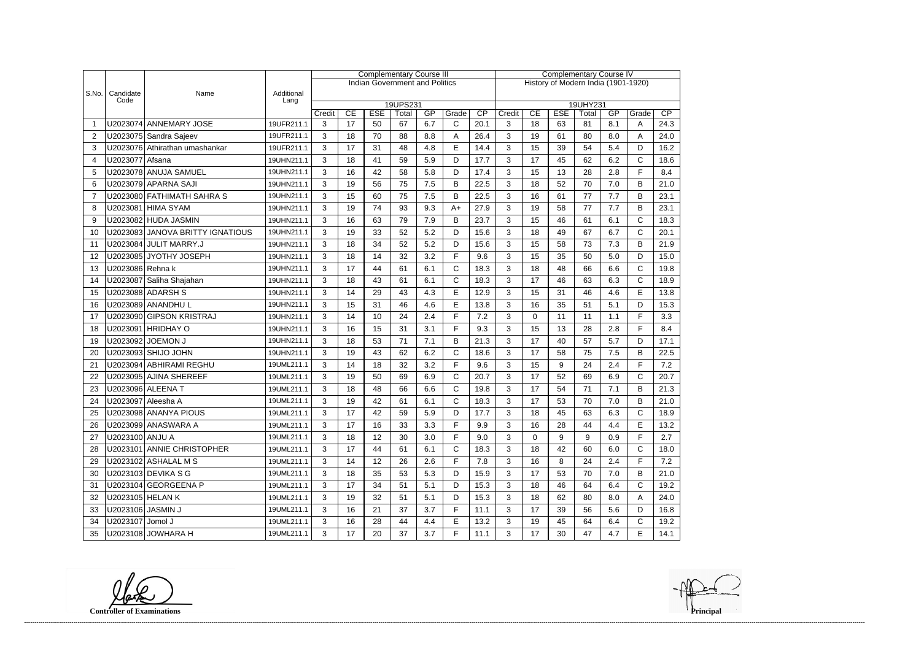| S.No. | Candidate Code | Name | Additional Lang | Complementary Course III | | | | | | | Complementary Course IV | | | | | | |
|---|---|---|---|---|---|---|---|---|---|---|---|---|---|---|---|---|---|
| | | | | Indian Government and Politics | | | | | | | History of Modern India (1901-1920) | | | | | | |
| | | | | 19UPS231 | | | | | | | 19UHY231 | | | | | | |
| | | | | Credit | CE | ESE | Total | GP | Grade | CP | Credit | CE | ESE | Total | GP | Grade | CP |
| 1 | U2023074 | ANNEMARY JOSE | 19UFR211.1 | 3 | 17 | 50 | 67 | 6.7 | C | 20.1 | 3 | 18 | 63 | 81 | 8.1 | A | 24.3 |
| 2 | U2023075 | Sandra Sajeev | 19UFR211.1 | 3 | 18 | 70 | 88 | 8.8 | A | 26.4 | 3 | 19 | 61 | 80 | 8.0 | A | 24.0 |
| 3 | U2023076 | Athirathan umashankar | 19UFR211.1 | 3 | 17 | 31 | 48 | 4.8 | E | 14.4 | 3 | 15 | 39 | 54 | 5.4 | D | 16.2 |
| 4 | U2023077 | Afsana | 19UHN211.1 | 3 | 18 | 41 | 59 | 5.9 | D | 17.7 | 3 | 17 | 45 | 62 | 6.2 | C | 18.6 |
| 5 | U2023078 | ANUJA SAMUEL | 19UHN211.1 | 3 | 16 | 42 | 58 | 5.8 | D | 17.4 | 3 | 15 | 13 | 28 | 2.8 | F | 8.4 |
| 6 | U2023079 | APARNA SAJI | 19UHN211.1 | 3 | 19 | 56 | 75 | 7.5 | B | 22.5 | 3 | 18 | 52 | 70 | 7.0 | B | 21.0 |
| 7 | U2023080 | FATHIMATH SAHRA S | 19UHN211.1 | 3 | 15 | 60 | 75 | 7.5 | B | 22.5 | 3 | 16 | 61 | 77 | 7.7 | B | 23.1 |
| 8 | U2023081 | HIMA SYAM | 19UHN211.1 | 3 | 19 | 74 | 93 | 9.3 | A+ | 27.9 | 3 | 19 | 58 | 77 | 7.7 | B | 23.1 |
| 9 | U2023082 | HUDA JASMIN | 19UHN211.1 | 3 | 16 | 63 | 79 | 7.9 | B | 23.7 | 3 | 15 | 46 | 61 | 6.1 | C | 18.3 |
| 10 | U2023083 | JANOVA BRITTY IGNATIOUS | 19UHN211.1 | 3 | 19 | 33 | 52 | 5.2 | D | 15.6 | 3 | 18 | 49 | 67 | 6.7 | C | 20.1 |
| 11 | U2023084 | JULIT MARRY.J | 19UHN211.1 | 3 | 18 | 34 | 52 | 5.2 | D | 15.6 | 3 | 15 | 58 | 73 | 7.3 | B | 21.9 |
| 12 | U2023085 | JYOTHY JOSEPH | 19UHN211.1 | 3 | 18 | 14 | 32 | 3.2 | F | 9.6 | 3 | 15 | 35 | 50 | 5.0 | D | 15.0 |
| 13 | U2023086 | Rehna k | 19UHN211.1 | 3 | 17 | 44 | 61 | 6.1 | C | 18.3 | 3 | 18 | 48 | 66 | 6.6 | C | 19.8 |
| 14 | U2023087 | Saliha Shajahan | 19UHN211.1 | 3 | 18 | 43 | 61 | 6.1 | C | 18.3 | 3 | 17 | 46 | 63 | 6.3 | C | 18.9 |
| 15 | U2023088 | ADARSH S | 19UHN211.1 | 3 | 14 | 29 | 43 | 4.3 | E | 12.9 | 3 | 15 | 31 | 46 | 4.6 | E | 13.8 |
| 16 | U2023089 | ANANDHU L | 19UHN211.1 | 3 | 15 | 31 | 46 | 4.6 | E | 13.8 | 3 | 16 | 35 | 51 | 5.1 | D | 15.3 |
| 17 | U2023090 | GIPSON KRISTRAJ | 19UHN211.1 | 3 | 14 | 10 | 24 | 2.4 | F | 7.2 | 3 | 0 | 11 | 11 | 1.1 | F | 3.3 |
| 18 | U2023091 | HRIDHAY O | 19UHN211.1 | 3 | 16 | 15 | 31 | 3.1 | F | 9.3 | 3 | 15 | 13 | 28 | 2.8 | F | 8.4 |
| 19 | U2023092 | JOEMON J | 19UHN211.1 | 3 | 18 | 53 | 71 | 7.1 | B | 21.3 | 3 | 17 | 40 | 57 | 5.7 | D | 17.1 |
| 20 | U2023093 | SHIJO JOHN | 19UHN211.1 | 3 | 19 | 43 | 62 | 6.2 | C | 18.6 | 3 | 17 | 58 | 75 | 7.5 | B | 22.5 |
| 21 | U2023094 | ABHIRAMI REGHU | 19UML211.1 | 3 | 14 | 18 | 32 | 3.2 | F | 9.6 | 3 | 15 | 9 | 24 | 2.4 | F | 7.2 |
| 22 | U2023095 | AJINA SHEREEF | 19UML211.1 | 3 | 19 | 50 | 69 | 6.9 | C | 20.7 | 3 | 17 | 52 | 69 | 6.9 | C | 20.7 |
| 23 | U2023096 | ALEENA T | 19UML211.1 | 3 | 18 | 48 | 66 | 6.6 | C | 19.8 | 3 | 17 | 54 | 71 | 7.1 | B | 21.3 |
| 24 | U2023097 | Aleesha A | 19UML211.1 | 3 | 19 | 42 | 61 | 6.1 | C | 18.3 | 3 | 17 | 53 | 70 | 7.0 | B | 21.0 |
| 25 | U2023098 | ANANYA PIOUS | 19UML211.1 | 3 | 17 | 42 | 59 | 5.9 | D | 17.7 | 3 | 18 | 45 | 63 | 6.3 | C | 18.9 |
| 26 | U2023099 | ANASWARA A | 19UML211.1 | 3 | 17 | 16 | 33 | 3.3 | F | 9.9 | 3 | 16 | 28 | 44 | 4.4 | E | 13.2 |
| 27 | U2023100 | ANJU A | 19UML211.1 | 3 | 18 | 12 | 30 | 3.0 | F | 9.0 | 3 | 0 | 9 | 9 | 0.9 | F | 2.7 |
| 28 | U2023101 | ANNIE CHRISTOPHER | 19UML211.1 | 3 | 17 | 44 | 61 | 6.1 | C | 18.3 | 3 | 18 | 42 | 60 | 6.0 | C | 18.0 |
| 29 | U2023102 | ASHALAL M S | 19UML211.1 | 3 | 14 | 12 | 26 | 2.6 | F | 7.8 | 3 | 16 | 8 | 24 | 2.4 | F | 7.2 |
| 30 | U2023103 | DEVIKA S G | 19UML211.1 | 3 | 18 | 35 | 53 | 5.3 | D | 15.9 | 3 | 17 | 53 | 70 | 7.0 | B | 21.0 |
| 31 | U2023104 | GEORGEENA P | 19UML211.1 | 3 | 17 | 34 | 51 | 5.1 | D | 15.3 | 3 | 18 | 46 | 64 | 6.4 | C | 19.2 |
| 32 | U2023105 | HELAN K | 19UML211.1 | 3 | 19 | 32 | 51 | 5.1 | D | 15.3 | 3 | 18 | 62 | 80 | 8.0 | A | 24.0 |
| 33 | U2023106 | JASMIN J | 19UML211.1 | 3 | 16 | 21 | 37 | 3.7 | F | 11.1 | 3 | 17 | 39 | 56 | 5.6 | D | 16.8 |
| 34 | U2023107 | Jomol J | 19UML211.1 | 3 | 16 | 28 | 44 | 4.4 | E | 13.2 | 3 | 19 | 45 | 64 | 6.4 | C | 19.2 |
| 35 | U2023108 | JOWHARA H | 19UML211.1 | 3 | 17 | 20 | 37 | 3.7 | F | 11.1 | 3 | 17 | 30 | 47 | 4.7 | E | 14.1 |

**Controller of Examinations** **Principal**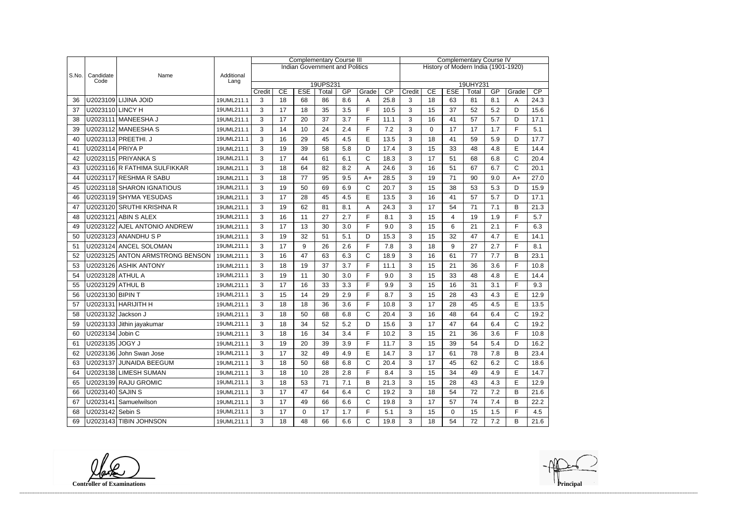| S.No. | Candidate Code | Name | Additional Lang | Complementary Course III | | | | | | | Complementary Course IV | | | | | | |
|---|---|---|---|---|---|---|---|---|---|---|---|---|---|---|---|---|---|
| | | | | Indian Government and Politics | | | | | | | History of Modern India (1901-1920) | | | | | | |
| | | | | 19UPS231 | | | | | | | 19UHY231 | | | | | | |
| | | | | Credit | CE | ESE | Total | GP | Grade | CP | Credit | CE | ESE | Total | GP | Grade | CP |
| 36 | U2023109 | LIJINA JOID | 19UML211.1 | 3 | 18 | 68 | 86 | 8.6 | A | 25.8 | 3 | 18 | 63 | 81 | 8.1 | A | 24.3 |
| 37 | U2023110 | LINCY H | 19UML211.1 | 3 | 17 | 18 | 35 | 3.5 | F | 10.5 | 3 | 15 | 37 | 52 | 5.2 | D | 15.6 |
| 38 | U2023111 | MANEESHA J | 19UML211.1 | 3 | 17 | 20 | 37 | 3.7 | F | 11.1 | 3 | 16 | 41 | 57 | 5.7 | D | 17.1 |
| 39 | U2023112 | MANEESHA S | 19UML211.1 | 3 | 14 | 10 | 24 | 2.4 | F | 7.2 | 3 | 0 | 17 | 17 | 1.7 | F | 5.1 |
| 40 | U2023113 | PREETHI. J | 19UML211.1 | 3 | 16 | 29 | 45 | 4.5 | E | 13.5 | 3 | 18 | 41 | 59 | 5.9 | D | 17.7 |
| 41 | U2023114 | PRIYA P | 19UML211.1 | 3 | 19 | 39 | 58 | 5.8 | D | 17.4 | 3 | 15 | 33 | 48 | 4.8 | E | 14.4 |
| 42 | U2023115 | PRIYANKA S | 19UML211.1 | 3 | 17 | 44 | 61 | 6.1 | C | 18.3 | 3 | 17 | 51 | 68 | 6.8 | C | 20.4 |
| 43 | U2023116 | R FATHIMA SULFIKKAR | 19UML211.1 | 3 | 18 | 64 | 82 | 8.2 | A | 24.6 | 3 | 16 | 51 | 67 | 6.7 | C | 20.1 |
| 44 | U2023117 | RESHMA R SABU | 19UML211.1 | 3 | 18 | 77 | 95 | 9.5 | A+ | 28.5 | 3 | 19 | 71 | 90 | 9.0 | A+ | 27.0 |
| 45 | U2023118 | SHARON IGNATIOUS | 19UML211.1 | 3 | 19 | 50 | 69 | 6.9 | C | 20.7 | 3 | 15 | 38 | 53 | 5.3 | D | 15.9 |
| 46 | U2023119 | SHYMA YESUDAS | 19UML211.1 | 3 | 17 | 28 | 45 | 4.5 | E | 13.5 | 3 | 16 | 41 | 57 | 5.7 | D | 17.1 |
| 47 | U2023120 | SRUTHI KRISHNA R | 19UML211.1 | 3 | 19 | 62 | 81 | 8.1 | A | 24.3 | 3 | 17 | 54 | 71 | 7.1 | B | 21.3 |
| 48 | U2023121 | ABIN S ALEX | 19UML211.1 | 3 | 16 | 11 | 27 | 2.7 | F | 8.1 | 3 | 15 | 4 | 19 | 1.9 | F | 5.7 |
| 49 | U2023122 | AJEL ANTONIO ANDREW | 19UML211.1 | 3 | 17 | 13 | 30 | 3.0 | F | 9.0 | 3 | 15 | 6 | 21 | 2.1 | F | 6.3 |
| 50 | U2023123 | ANANDHU S P | 19UML211.1 | 3 | 19 | 32 | 51 | 5.1 | D | 15.3 | 3 | 15 | 32 | 47 | 4.7 | E | 14.1 |
| 51 | U2023124 | ANCEL SOLOMAN | 19UML211.1 | 3 | 17 | 9 | 26 | 2.6 | F | 7.8 | 3 | 18 | 9 | 27 | 2.7 | F | 8.1 |
| 52 | U2023125 | ANTON ARMSTRONG BENSON | 19UML211.1 | 3 | 16 | 47 | 63 | 6.3 | C | 18.9 | 3 | 16 | 61 | 77 | 7.7 | B | 23.1 |
| 53 | U2023126 | ASHIK ANTONY | 19UML211.1 | 3 | 18 | 19 | 37 | 3.7 | F | 11.1 | 3 | 15 | 21 | 36 | 3.6 | F | 10.8 |
| 54 | U2023128 | ATHUL A | 19UML211.1 | 3 | 19 | 11 | 30 | 3.0 | F | 9.0 | 3 | 15 | 33 | 48 | 4.8 | E | 14.4 |
| 55 | U2023129 | ATHUL B | 19UML211.1 | 3 | 17 | 16 | 33 | 3.3 | F | 9.9 | 3 | 15 | 16 | 31 | 3.1 | F | 9.3 |
| 56 | U2023130 | BIPIN T | 19UML211.1 | 3 | 15 | 14 | 29 | 2.9 | F | 8.7 | 3 | 15 | 28 | 43 | 4.3 | E | 12.9 |
| 57 | U2023131 | HARIJITH H | 19UML211.1 | 3 | 18 | 18 | 36 | 3.6 | F | 10.8 | 3 | 17 | 28 | 45 | 4.5 | E | 13.5 |
| 58 | U2023132 | Jackson J | 19UML211.1 | 3 | 18 | 50 | 68 | 6.8 | C | 20.4 | 3 | 16 | 48 | 64 | 6.4 | C | 19.2 |
| 59 | U2023133 | Jithin jayakumar | 19UML211.1 | 3 | 18 | 34 | 52 | 5.2 | D | 15.6 | 3 | 17 | 47 | 64 | 6.4 | C | 19.2 |
| 60 | U2023134 | Jobin C | 19UML211.1 | 3 | 18 | 16 | 34 | 3.4 | F | 10.2 | 3 | 15 | 21 | 36 | 3.6 | F | 10.8 |
| 61 | U2023135 | JOGY J | 19UML211.1 | 3 | 19 | 20 | 39 | 3.9 | F | 11.7 | 3 | 15 | 39 | 54 | 5.4 | D | 16.2 |
| 62 | U2023136 | John Swan Jose | 19UML211.1 | 3 | 17 | 32 | 49 | 4.9 | E | 14.7 | 3 | 17 | 61 | 78 | 7.8 | B | 23.4 |
| 63 | U2023137 | JUNAIDA BEEGUM | 19UML211.1 | 3 | 18 | 50 | 68 | 6.8 | C | 20.4 | 3 | 17 | 45 | 62 | 6.2 | C | 18.6 |
| 64 | U2023138 | LIMESH SUMAN | 19UML211.1 | 3 | 18 | 10 | 28 | 2.8 | F | 8.4 | 3 | 15 | 34 | 49 | 4.9 | E | 14.7 |
| 65 | U2023139 | RAJU GROMIC | 19UML211.1 | 3 | 18 | 53 | 71 | 7.1 | B | 21.3 | 3 | 15 | 28 | 43 | 4.3 | E | 12.9 |
| 66 | U2023140 | SAJIN S | 19UML211.1 | 3 | 17 | 47 | 64 | 6.4 | C | 19.2 | 3 | 18 | 54 | 72 | 7.2 | B | 21.6 |
| 67 | U2023141 | Samuelwilson | 19UML211.1 | 3 | 17 | 49 | 66 | 6.6 | C | 19.8 | 3 | 17 | 57 | 74 | 7.4 | B | 22.2 |
| 68 | U2023142 | Sebin S | 19UML211.1 | 3 | 17 | 0 | 17 | 1.7 | F | 5.1 | 3 | 15 | 0 | 15 | 1.5 | F | 4.5 |
| 69 | U2023143 | TIBIN JOHNSON | 19UML211.1 | 3 | 18 | 48 | 66 | 6.6 | C | 19.8 | 3 | 18 | 54 | 72 | 7.2 | B | 21.6 |

**Controller of Examinations** **Principal**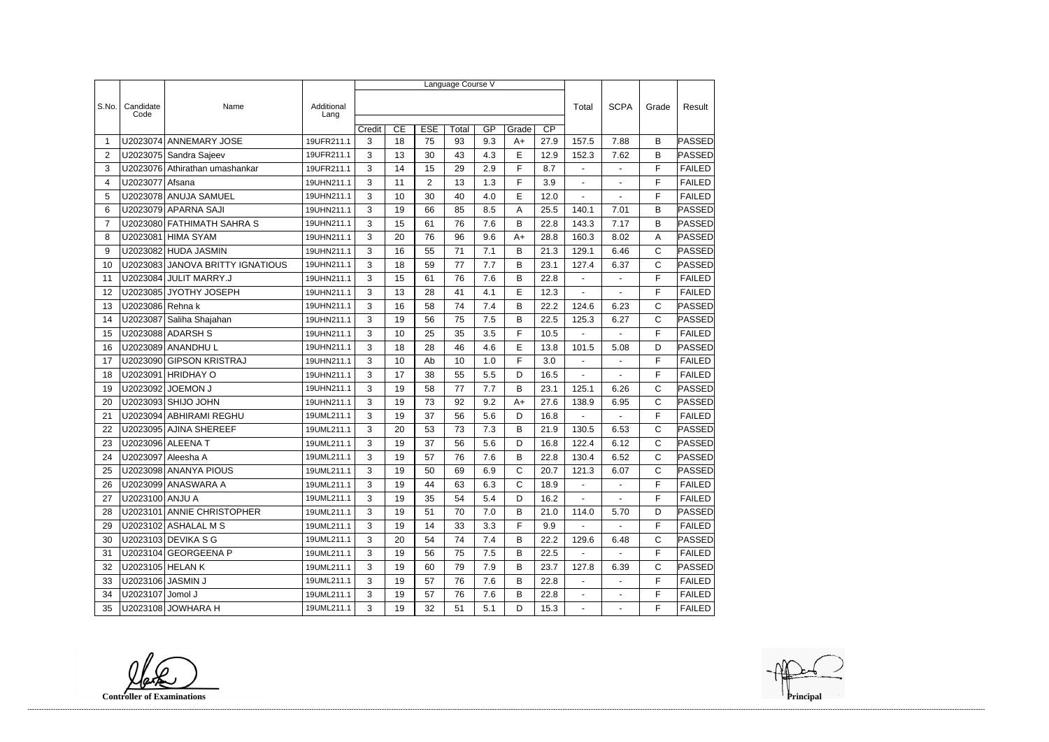| S.No. | Candidate Code | Name | Additional Lang | Language Course V | | | | | | | Total | SCPA | Grade | Result |
|---|---|---|---|---|---|---|---|---|---|---|---|---|---|---|
| | | | | Credit | CE | ESE | Total | GP | Grade | CP | | | | |
| 1 | U2023074 | ANNEMARY JOSE | 19UFR211.1 | 3 | 18 | 75 | 93 | 9.3 | A+ | 27.9 | 157.5 | 7.88 | B | PASSED |
| 2 | U2023075 | Sandra Sajeev | 19UFR211.1 | 3 | 13 | 30 | 43 | 4.3 | E | 12.9 | 152.3 | 7.62 | B | PASSED |
| 3 | U2023076 | Athirathan umashankar | 19UFR211.1 | 3 | 14 | 15 | 29 | 2.9 | F | 8.7 | - | - | F | FAILED |
| 4 | U2023077 | Afsana | 19UHN211.1 | 3 | 11 | 2 | 13 | 1.3 | F | 3.9 | - | - | F | FAILED |
| 5 | U2023078 | ANUJA SAMUEL | 19UHN211.1 | 3 | 10 | 30 | 40 | 4.0 | E | 12.0 | - | - | F | FAILED |
| 6 | U2023079 | APARNA SAJI | 19UHN211.1 | 3 | 19 | 66 | 85 | 8.5 | A | 25.5 | 140.1 | 7.01 | B | PASSED |
| 7 | U2023080 | FATHIMATH SAHRA S | 19UHN211.1 | 3 | 15 | 61 | 76 | 7.6 | B | 22.8 | 143.3 | 7.17 | B | PASSED |
| 8 | U2023081 | HIMA SYAM | 19UHN211.1 | 3 | 20 | 76 | 96 | 9.6 | A+ | 28.8 | 160.3 | 8.02 | A | PASSED |
| 9 | U2023082 | HUDA JASMIN | 19UHN211.1 | 3 | 16 | 55 | 71 | 7.1 | B | 21.3 | 129.1 | 6.46 | C | PASSED |
| 10 | U2023083 | JANOVA BRITTY IGNATIOUS | 19UHN211.1 | 3 | 18 | 59 | 77 | 7.7 | B | 23.1 | 127.4 | 6.37 | C | PASSED |
| 11 | U2023084 | JULIT MARRY.J | 19UHN211.1 | 3 | 15 | 61 | 76 | 7.6 | B | 22.8 | - | - | F | FAILED |
| 12 | U2023085 | JYOTHY JOSEPH | 19UHN211.1 | 3 | 13 | 28 | 41 | 4.1 | E | 12.3 | - | - | F | FAILED |
| 13 | U2023086 | Rehna k | 19UHN211.1 | 3 | 16 | 58 | 74 | 7.4 | B | 22.2 | 124.6 | 6.23 | C | PASSED |
| 14 | U2023087 | Saliha Shajahan | 19UHN211.1 | 3 | 19 | 56 | 75 | 7.5 | B | 22.5 | 125.3 | 6.27 | C | PASSED |
| 15 | U2023088 | ADARSH S | 19UHN211.1 | 3 | 10 | 25 | 35 | 3.5 | F | 10.5 | - | - | F | FAILED |
| 16 | U2023089 | ANANDHU L | 19UHN211.1 | 3 | 18 | 28 | 46 | 4.6 | E | 13.8 | 101.5 | 5.08 | D | PASSED |
| 17 | U2023090 | GIPSON KRISTRAJ | 19UHN211.1 | 3 | 10 | Ab | 10 | 1.0 | F | 3.0 | - | - | F | FAILED |
| 18 | U2023091 | HRIDHAY O | 19UHN211.1 | 3 | 17 | 38 | 55 | 5.5 | D | 16.5 | - | - | F | FAILED |
| 19 | U2023092 | JOEMON J | 19UHN211.1 | 3 | 19 | 58 | 77 | 7.7 | B | 23.1 | 125.1 | 6.26 | C | PASSED |
| 20 | U2023093 | SHIJO JOHN | 19UHN211.1 | 3 | 19 | 73 | 92 | 9.2 | A+ | 27.6 | 138.9 | 6.95 | C | PASSED |
| 21 | U2023094 | ABHIRAMI REGHU | 19UML211.1 | 3 | 19 | 37 | 56 | 5.6 | D | 16.8 | - | - | F | FAILED |
| 22 | U2023095 | AJINA SHEREEF | 19UML211.1 | 3 | 20 | 53 | 73 | 7.3 | B | 21.9 | 130.5 | 6.53 | C | PASSED |
| 23 | U2023096 | ALEENA T | 19UML211.1 | 3 | 19 | 37 | 56 | 5.6 | D | 16.8 | 122.4 | 6.12 | C | PASSED |
| 24 | U2023097 | Aleesha A | 19UML211.1 | 3 | 19 | 57 | 76 | 7.6 | B | 22.8 | 130.4 | 6.52 | C | PASSED |
| 25 | U2023098 | ANANYA PIOUS | 19UML211.1 | 3 | 19 | 50 | 69 | 6.9 | C | 20.7 | 121.3 | 6.07 | C | PASSED |
| 26 | U2023099 | ANASWARA A | 19UML211.1 | 3 | 19 | 44 | 63 | 6.3 | C | 18.9 | - | - | F | FAILED |
| 27 | U2023100 | ANJU A | 19UML211.1 | 3 | 19 | 35 | 54 | 5.4 | D | 16.2 | - | - | F | FAILED |
| 28 | U2023101 | ANNIE CHRISTOPHER | 19UML211.1 | 3 | 19 | 51 | 70 | 7.0 | B | 21.0 | 114.0 | 5.70 | D | PASSED |
| 29 | U2023102 | ASHALAL M S | 19UML211.1 | 3 | 19 | 14 | 33 | 3.3 | F | 9.9 | - | - | F | FAILED |
| 30 | U2023103 | DEVIKA S G | 19UML211.1 | 3 | 20 | 54 | 74 | 7.4 | B | 22.2 | 129.6 | 6.48 | C | PASSED |
| 31 | U2023104 | GEORGEENA P | 19UML211.1 | 3 | 19 | 56 | 75 | 7.5 | B | 22.5 | - | - | F | FAILED |
| 32 | U2023105 | HELAN K | 19UML211.1 | 3 | 19 | 60 | 79 | 7.9 | B | 23.7 | 127.8 | 6.39 | C | PASSED |
| 33 | U2023106 | JASMIN J | 19UML211.1 | 3 | 19 | 57 | 76 | 7.6 | B | 22.8 | - | - | F | FAILED |
| 34 | U2023107 | Jomol J | 19UML211.1 | 3 | 19 | 57 | 76 | 7.6 | B | 22.8 | - | - | F | FAILED |
| 35 | U2023108 | JOWHARA H | 19UML211.1 | 3 | 19 | 32 | 51 | 5.1 | D | 15.3 | - | - | F | FAILED |

**Controller of Examinations**

**Principal**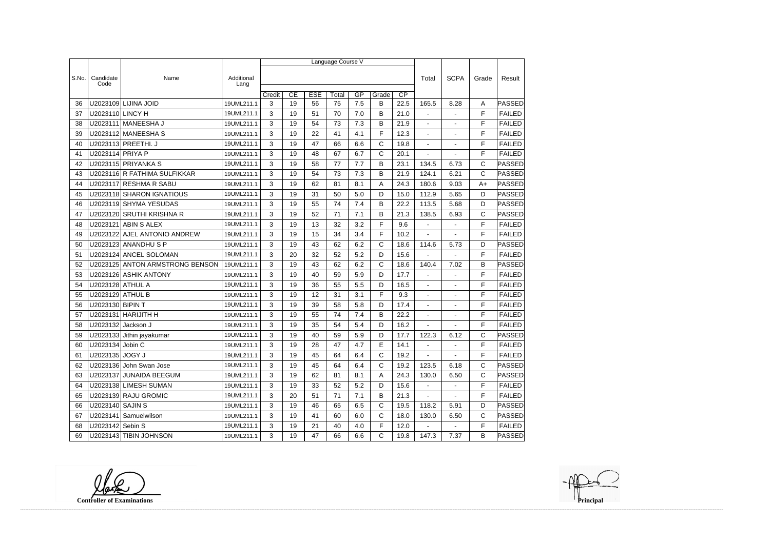| S.No. | Candidate Code | Name | Additional Lang | Language Course V | | | | | | | Total | SCPA | Grade | Result |
|---|---|---|---|---|---|---|---|---|---|---|---|---|---|---|
| | | | | Credit | CE | ESE | Total | GP | Grade | CP | | | | |
| 36 | U2023109 | LIJINA JOID | 19UML211.1 | 3 | 19 | 56 | 75 | 7.5 | B | 22.5 | 165.5 | 8.28 | A | PASSED |
| 37 | U2023110 | LINCY H | 19UML211.1 | 3 | 19 | 51 | 70 | 7.0 | B | 21.0 | - | - | F | FAILED |
| 38 | U2023111 | MANEESHA J | 19UML211.1 | 3 | 19 | 54 | 73 | 7.3 | B | 21.9 | - | - | F | FAILED |
| 39 | U2023112 | MANEESHA S | 19UML211.1 | 3 | 19 | 22 | 41 | 4.1 | F | 12.3 | - | - | F | FAILED |
| 40 | U2023113 | PREETHI. J | 19UML211.1 | 3 | 19 | 47 | 66 | 6.6 | C | 19.8 | - | - | F | FAILED |
| 41 | U2023114 | PRIYA P | 19UML211.1 | 3 | 19 | 48 | 67 | 6.7 | C | 20.1 | - | - | F | FAILED |
| 42 | U2023115 | PRIYANKA S | 19UML211.1 | 3 | 19 | 58 | 77 | 7.7 | B | 23.1 | 134.5 | 6.73 | C | PASSED |
| 43 | U2023116 | R FATHIMA SULFIKKAR | 19UML211.1 | 3 | 19 | 54 | 73 | 7.3 | B | 21.9 | 124.1 | 6.21 | C | PASSED |
| 44 | U2023117 | RESHMA R SABU | 19UML211.1 | 3 | 19 | 62 | 81 | 8.1 | A | 24.3 | 180.6 | 9.03 | A+ | PASSED |
| 45 | U2023118 | SHARON IGNATIOUS | 19UML211.1 | 3 | 19 | 31 | 50 | 5.0 | D | 15.0 | 112.9 | 5.65 | D | PASSED |
| 46 | U2023119 | SHYMA YESUDAS | 19UML211.1 | 3 | 19 | 55 | 74 | 7.4 | B | 22.2 | 113.5 | 5.68 | D | PASSED |
| 47 | U2023120 | SRUTHI KRISHNA R | 19UML211.1 | 3 | 19 | 52 | 71 | 7.1 | B | 21.3 | 138.5 | 6.93 | C | PASSED |
| 48 | U2023121 | ABIN S ALEX | 19UML211.1 | 3 | 19 | 13 | 32 | 3.2 | F | 9.6 | - | - | F | FAILED |
| 49 | U2023122 | AJEL ANTONIO ANDREW | 19UML211.1 | 3 | 19 | 15 | 34 | 3.4 | F | 10.2 | - | - | F | FAILED |
| 50 | U2023123 | ANANDHU S P | 19UML211.1 | 3 | 19 | 43 | 62 | 6.2 | C | 18.6 | 114.6 | 5.73 | D | PASSED |
| 51 | U2023124 | ANCEL SOLOMAN | 19UML211.1 | 3 | 20 | 32 | 52 | 5.2 | D | 15.6 | - | - | F | FAILED |
| 52 | U2023125 | ANTON ARMSTRONG BENSON | 19UML211.1 | 3 | 19 | 43 | 62 | 6.2 | C | 18.6 | 140.4 | 7.02 | B | PASSED |
| 53 | U2023126 | ASHIK ANTONY | 19UML211.1 | 3 | 19 | 40 | 59 | 5.9 | D | 17.7 | - | - | F | FAILED |
| 54 | U2023128 | ATHUL A | 19UML211.1 | 3 | 19 | 36 | 55 | 5.5 | D | 16.5 | - | - | F | FAILED |
| 55 | U2023129 | ATHUL B | 19UML211.1 | 3 | 19 | 12 | 31 | 3.1 | F | 9.3 | - | - | F | FAILED |
| 56 | U2023130 | BIPIN T | 19UML211.1 | 3 | 19 | 39 | 58 | 5.8 | D | 17.4 | - | - | F | FAILED |
| 57 | U2023131 | HARIJITH H | 19UML211.1 | 3 | 19 | 55 | 74 | 7.4 | B | 22.2 | - | - | F | FAILED |
| 58 | U2023132 | Jackson J | 19UML211.1 | 3 | 19 | 35 | 54 | 5.4 | D | 16.2 | - | - | F | FAILED |
| 59 | U2023133 | Jithin jayakumar | 19UML211.1 | 3 | 19 | 40 | 59 | 5.9 | D | 17.7 | 122.3 | 6.12 | C | PASSED |
| 60 | U2023134 | Jobin C | 19UML211.1 | 3 | 19 | 28 | 47 | 4.7 | E | 14.1 | - | - | F | FAILED |
| 61 | U2023135 | JOGY J | 19UML211.1 | 3 | 19 | 45 | 64 | 6.4 | C | 19.2 | - | - | F | FAILED |
| 62 | U2023136 | John Swan Jose | 19UML211.1 | 3 | 19 | 45 | 64 | 6.4 | C | 19.2 | 123.5 | 6.18 | C | PASSED |
| 63 | U2023137 | JUNAIDA BEEGUM | 19UML211.1 | 3 | 19 | 62 | 81 | 8.1 | A | 24.3 | 130.0 | 6.50 | C | PASSED |
| 64 | U2023138 | LIMESH SUMAN | 19UML211.1 | 3 | 19 | 33 | 52 | 5.2 | D | 15.6 | - | - | F | FAILED |
| 65 | U2023139 | RAJU GROMIC | 19UML211.1 | 3 | 20 | 51 | 71 | 7.1 | B | 21.3 | - | - | F | FAILED |
| 66 | U2023140 | SAJIN S | 19UML211.1 | 3 | 19 | 46 | 65 | 6.5 | C | 19.5 | 118.2 | 5.91 | D | PASSED |
| 67 | U2023141 | Samuelwilson | 19UML211.1 | 3 | 19 | 41 | 60 | 6.0 | C | 18.0 | 130.0 | 6.50 | C | PASSED |
| 68 | U2023142 | Sebin S | 19UML211.1 | 3 | 19 | 21 | 40 | 4.0 | F | 12.0 | - | - | F | FAILED |
| 69 | U2023143 | TIBIN JOHNSON | 19UML211.1 | 3 | 19 | 47 | 66 | 6.6 | C | 19.8 | 147.3 | 7.37 | B | PASSED |

**Controller of Examinations**

**Principal**